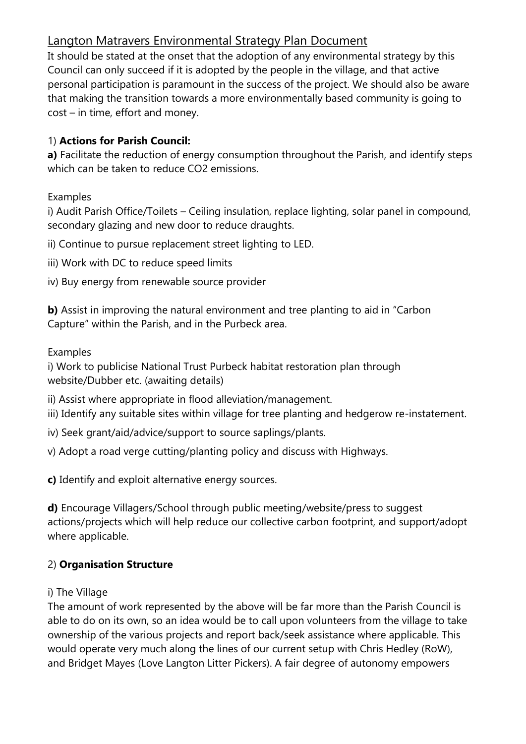# Langton Matravers Environmental Strategy Plan Document

It should be stated at the onset that the adoption of any environmental strategy by this Council can only succeed if it is adopted by the people in the village, and that active personal participation is paramount in the success of the project. We should also be aware that making the transition towards a more environmentally based community is going to cost – in time, effort and money.

## 1) **Actions for Parish Council:**

**a)** Facilitate the reduction of energy consumption throughout the Parish, and identify steps which can be taken to reduce CO2 emissions.

Examples

i) Audit Parish Office/Toilets – Ceiling insulation, replace lighting, solar panel in compound, secondary glazing and new door to reduce draughts.

ii) Continue to pursue replacement street lighting to LED.

iii) Work with DC to reduce speed limits

iv) Buy energy from renewable source provider

**b)** Assist in improving the natural environment and tree planting to aid in "Carbon Capture" within the Parish, and in the Purbeck area.

Examples

i) Work to publicise National Trust Purbeck habitat restoration plan through website/Dubber etc. (awaiting details)

ii) Assist where appropriate in flood alleviation/management.

iii) Identify any suitable sites within village for tree planting and hedgerow re-instatement.

iv) Seek grant/aid/advice/support to source saplings/plants.

v) Adopt a road verge cutting/planting policy and discuss with Highways.

**c)** Identify and exploit alternative energy sources.

**d)** Encourage Villagers/School through public meeting/website/press to suggest actions/projects which will help reduce our collective carbon footprint, and support/adopt where applicable.

## 2) **Organisation Structure**

i) The Village

The amount of work represented by the above will be far more than the Parish Council is able to do on its own, so an idea would be to call upon volunteers from the village to take ownership of the various projects and report back/seek assistance where applicable. This would operate very much along the lines of our current setup with Chris Hedley (RoW), and Bridget Mayes (Love Langton Litter Pickers). A fair degree of autonomy empowers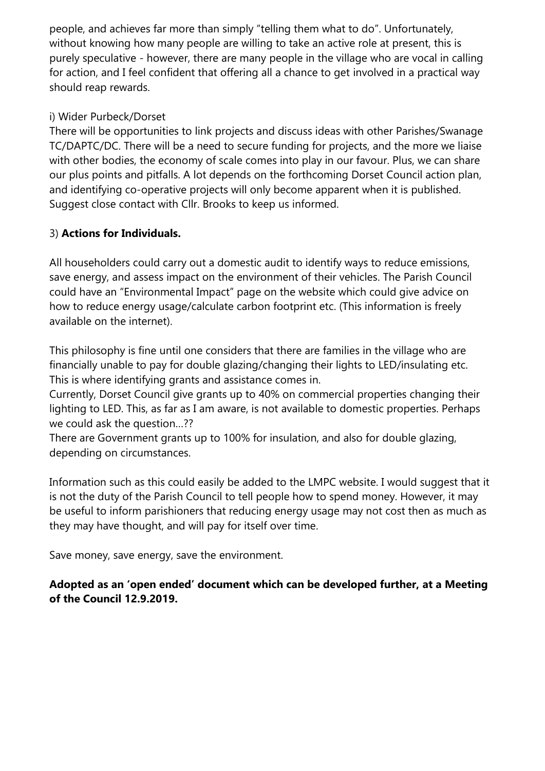people, and achieves far more than simply "telling them what to do". Unfortunately, without knowing how many people are willing to take an active role at present, this is purely speculative - however, there are many people in the village who are vocal in calling for action, and I feel confident that offering all a chance to get involved in a practical way should reap rewards.

i) Wider Purbeck/Dorset

There will be opportunities to link projects and discuss ideas with other Parishes/Swanage TC/DAPTC/DC. There will be a need to secure funding for projects, and the more we liaise with other bodies, the economy of scale comes into play in our favour. Plus, we can share our plus points and pitfalls. A lot depends on the forthcoming Dorset Council action plan, and identifying co-operative projects will only become apparent when it is published. Suggest close contact with Cllr. Brooks to keep us informed.

3) **Actions for Individuals.**

All householders could carry out a domestic audit to identify ways to reduce emissions, save energy, and assess impact on the environment of their vehicles. The Parish Council could have an "Environmental Impact" page on the website which could give advice on how to reduce energy usage/calculate carbon footprint etc. (This information is freely available on the internet).

This philosophy is fine until one considers that there are families in the village who are financially unable to pay for double glazing/changing their lights to LED/insulating etc. This is where identifying grants and assistance comes in.

Currently, Dorset Council give grants up to 40% on commercial properties changing their lighting to LED. This, as far as I am aware, is not available to domestic properties. Perhaps we could ask the question…??

There are Government grants up to 100% for insulation, and also for double glazing, depending on circumstances.

Information such as this could easily be added to the LMPC website. I would suggest that it is not the duty of the Parish Council to tell people how to spend money. However, it may be useful to inform parishioners that reducing energy usage may not cost then as much as they may have thought, and will pay for itself over time.

Save money, save energy, save the environment.

**Adopted as an 'open ended' document which can be developed further, at a Meeting of the Council 12.9.2019.**